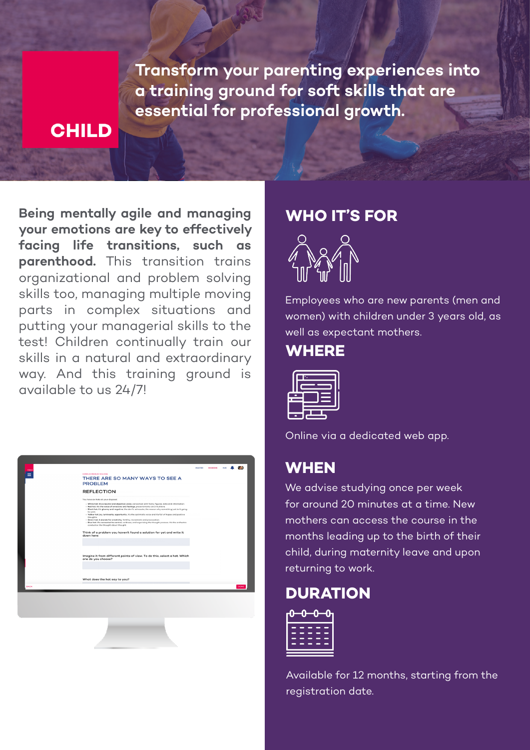# CHILD

**Transform your parenting experiences into a training ground for soft skills that are essential for professional growth.**

**Being mentally agile and managing your emotions are key to effectively facing life transitions, such as parenthood.** This transition trains organizational and problem solving skills too, managing multiple moving parts in complex situations and putting your managerial skills to the test! Children continually train our skills in a natural and extraordinary way. And this training ground is available to us 24/7!

## WHO IT'S FOR

Employees who are new parents (men and women) with children under 3 years old, as well as expectant mothers.

## WHERE

Online via a dedicated web app.

## WHEN

We advise studying once per week for around 20 minutes at a time. New mothers can access the course in the months leading up to the birth of their child, during maternity leave and upon returning to work.

## DURATION

Available for 12 months, starting from the registration date.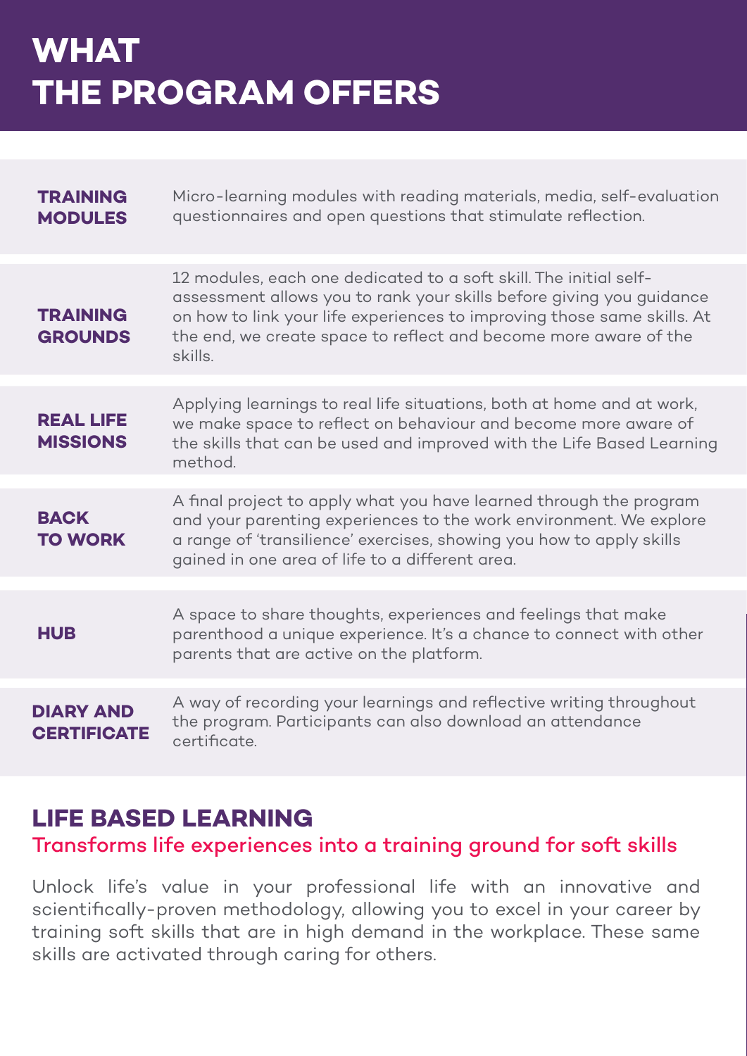# WHAT THE PROGRAM OFFERS

| | |
|---|---|
| **TRAINING MODULES** | Micro-learning modules with reading materials, media, self-evaluation questionnaires and open questions that stimulate reflection. |
| **TRAINING GROUNDS** | 12 modules, each one dedicated to a soft skill. The initial self-assessment allows you to rank your skills before giving you guidance on how to link your life experiences to improving those same skills. At the end, we create space to reflect and become more aware of the skills. |
| **REAL LIFE MISSIONS** | Applying learnings to real life situations, both at home and at work, we make space to reflect on behaviour and become more aware of the skills that can be used and improved with the Life Based Learning method. |
| **BACK TO WORK** | A final project to apply what you have learned through the program and your parenting experiences to the work environment. We explore a range of 'transilience' exercises, showing you how to apply skills gained in one area of life to a different area. |
| **HUB** | A space to share thoughts, experiences and feelings that make parenthood a unique experience. It's a chance to connect with other parents that are active on the platform. |
| **DIARY AND CERTIFICATE** | A way of recording your learnings and reflective writing throughout the program. Participants can also download an attendance certificate. |

## LIFE BASED LEARNING

### Transforms life experiences into a training ground for soft skills

Unlock life's value in your professional life with an innovative and scientifically-proven methodology, allowing you to excel in your career by training soft skills that are in high demand in the workplace. These same skills are activated through caring for others.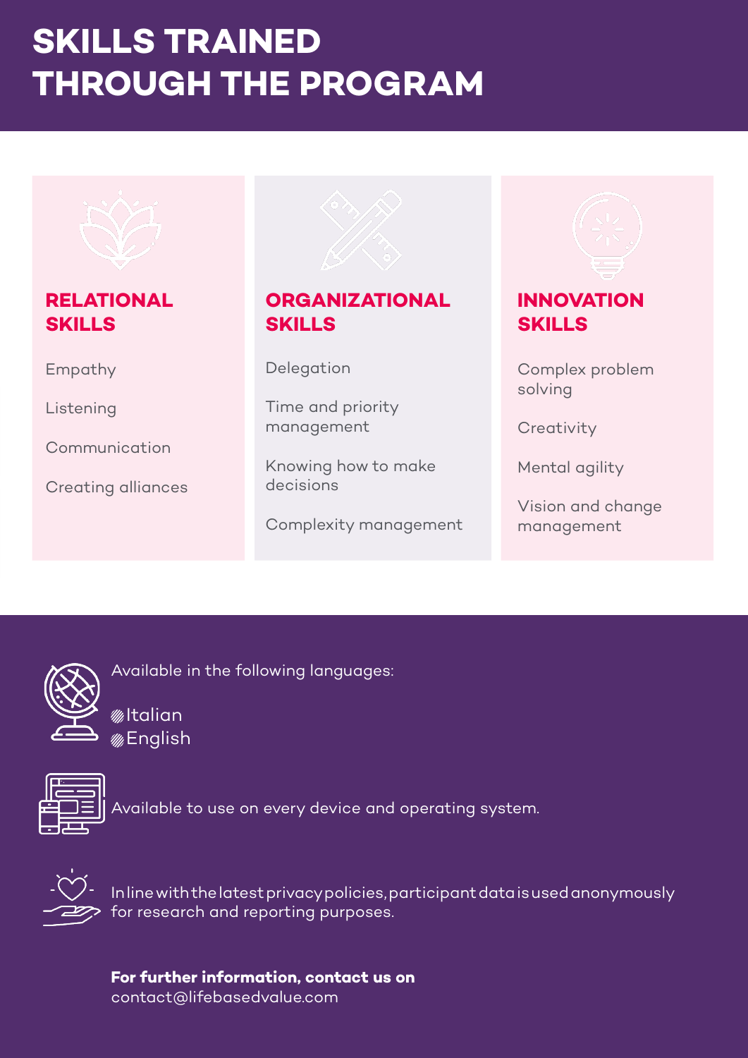# SKILLS TRAINED THROUGH THE PROGRAM

## RELATIONAL SKILLS

Empathy

Listening

Communication

Creating alliances

## ORGANIZATIONAL SKILLS

Delegation

Time and priority management

Knowing how to make decisions

Complexity management

## INNOVATION SKILLS

Complex problem solving

Creativity

Mental agility

Vision and change management

Available in the following languages:

- Italian
- English

Available to use on every device and operating system.

In line with the latest privacy policies, participant data is used anonymously for research and reporting purposes.

**For further information, contact us on**
contact@lifebasedvalue.com